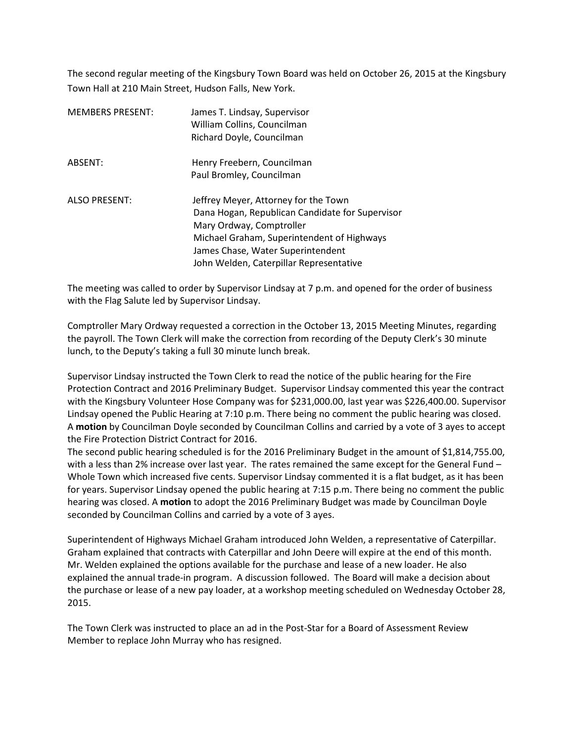The second regular meeting of the Kingsbury Town Board was held on October 26, 2015 at the Kingsbury Town Hall at 210 Main Street, Hudson Falls, New York.

| | |
|---|---|
| MEMBERS PRESENT: | James T. Lindsay, Supervisor<br>William Collins, Councilman<br>Richard Doyle, Councilman |
| ABSENT: | Henry Freebern, Councilman<br>Paul Bromley, Councilman |
| ALSO PRESENT: | Jeffrey Meyer, Attorney for the Town<br>Dana Hogan, Republican Candidate for Supervisor<br>Mary Ordway, Comptroller<br>Michael Graham, Superintendent of Highways<br>James Chase, Water Superintendent<br>John Welden, Caterpillar Representative |

The meeting was called to order by Supervisor Lindsay at 7 p.m. and opened for the order of business with the Flag Salute led by Supervisor Lindsay.

Comptroller Mary Ordway requested a correction in the October 13, 2015 Meeting Minutes, regarding the payroll. The Town Clerk will make the correction from recording of the Deputy Clerk's 30 minute lunch, to the Deputy's taking a full 30 minute lunch break.

Supervisor Lindsay instructed the Town Clerk to read the notice of the public hearing for the Fire Protection Contract and 2016 Preliminary Budget. Supervisor Lindsay commented this year the contract with the Kingsbury Volunteer Hose Company was for $231,000.00, last year was $226,400.00. Supervisor Lindsay opened the Public Hearing at 7:10 p.m. There being no comment the public hearing was closed. A **motion** by Councilman Doyle seconded by Councilman Collins and carried by a vote of 3 ayes to accept the Fire Protection District Contract for 2016.

The second public hearing scheduled is for the 2016 Preliminary Budget in the amount of $1,814,755.00, with a less than 2% increase over last year. The rates remained the same except for the General Fund – Whole Town which increased five cents. Supervisor Lindsay commented it is a flat budget, as it has been for years. Supervisor Lindsay opened the public hearing at 7:15 p.m. There being no comment the public hearing was closed. A **motion** to adopt the 2016 Preliminary Budget was made by Councilman Doyle seconded by Councilman Collins and carried by a vote of 3 ayes.

Superintendent of Highways Michael Graham introduced John Welden, a representative of Caterpillar. Graham explained that contracts with Caterpillar and John Deere will expire at the end of this month. Mr. Welden explained the options available for the purchase and lease of a new loader. He also explained the annual trade-in program. A discussion followed. The Board will make a decision about the purchase or lease of a new pay loader, at a workshop meeting scheduled on Wednesday October 28, 2015.

The Town Clerk was instructed to place an ad in the Post-Star for a Board of Assessment Review Member to replace John Murray who has resigned.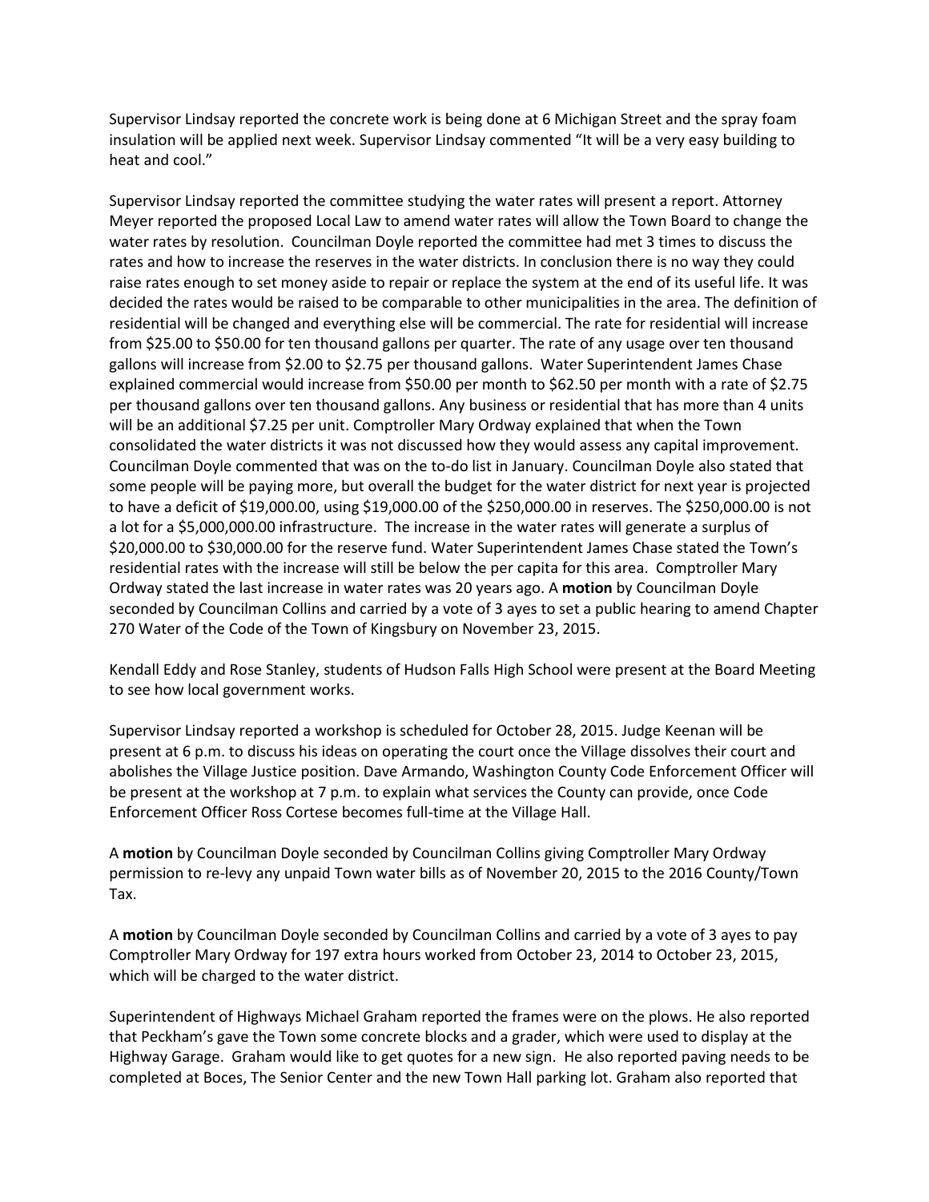Supervisor Lindsay reported the concrete work is being done at 6 Michigan Street and the spray foam insulation will be applied next week. Supervisor Lindsay commented "It will be a very easy building to heat and cool."

Supervisor Lindsay reported the committee studying the water rates will present a report. Attorney Meyer reported the proposed Local Law to amend water rates will allow the Town Board to change the water rates by resolution. Councilman Doyle reported the committee had met 3 times to discuss the rates and how to increase the reserves in the water districts. In conclusion there is no way they could raise rates enough to set money aside to repair or replace the system at the end of its useful life. It was decided the rates would be raised to be comparable to other municipalities in the area. The definition of residential will be changed and everything else will be commercial. The rate for residential will increase from $25.00 to $50.00 for ten thousand gallons per quarter. The rate of any usage over ten thousand gallons will increase from $2.00 to $2.75 per thousand gallons. Water Superintendent James Chase explained commercial would increase from $50.00 per month to $62.50 per month with a rate of $2.75 per thousand gallons over ten thousand gallons. Any business or residential that has more than 4 units will be an additional $7.25 per unit. Comptroller Mary Ordway explained that when the Town consolidated the water districts it was not discussed how they would assess any capital improvement. Councilman Doyle commented that was on the to-do list in January. Councilman Doyle also stated that some people will be paying more, but overall the budget for the water district for next year is projected to have a deficit of $19,000.00, using $19,000.00 of the $250,000.00 in reserves. The $250,000.00 is not a lot for a $5,000,000.00 infrastructure. The increase in the water rates will generate a surplus of $20,000.00 to $30,000.00 for the reserve fund. Water Superintendent James Chase stated the Town's residential rates with the increase will still be below the per capita for this area. Comptroller Mary Ordway stated the last increase in water rates was 20 years ago. A **motion** by Councilman Doyle seconded by Councilman Collins and carried by a vote of 3 ayes to set a public hearing to amend Chapter 270 Water of the Code of the Town of Kingsbury on November 23, 2015.

Kendall Eddy and Rose Stanley, students of Hudson Falls High School were present at the Board Meeting to see how local government works.

Supervisor Lindsay reported a workshop is scheduled for October 28, 2015. Judge Keenan will be present at 6 p.m. to discuss his ideas on operating the court once the Village dissolves their court and abolishes the Village Justice position. Dave Armando, Washington County Code Enforcement Officer will be present at the workshop at 7 p.m. to explain what services the County can provide, once Code Enforcement Officer Ross Cortese becomes full-time at the Village Hall.

A **motion** by Councilman Doyle seconded by Councilman Collins giving Comptroller Mary Ordway permission to re-levy any unpaid Town water bills as of November 20, 2015 to the 2016 County/Town Tax.

A **motion** by Councilman Doyle seconded by Councilman Collins and carried by a vote of 3 ayes to pay Comptroller Mary Ordway for 197 extra hours worked from October 23, 2014 to October 23, 2015, which will be charged to the water district.

Superintendent of Highways Michael Graham reported the frames were on the plows. He also reported that Peckham's gave the Town some concrete blocks and a grader, which were used to display at the Highway Garage. Graham would like to get quotes for a new sign. He also reported paving needs to be completed at Boces, The Senior Center and the new Town Hall parking lot. Graham also reported that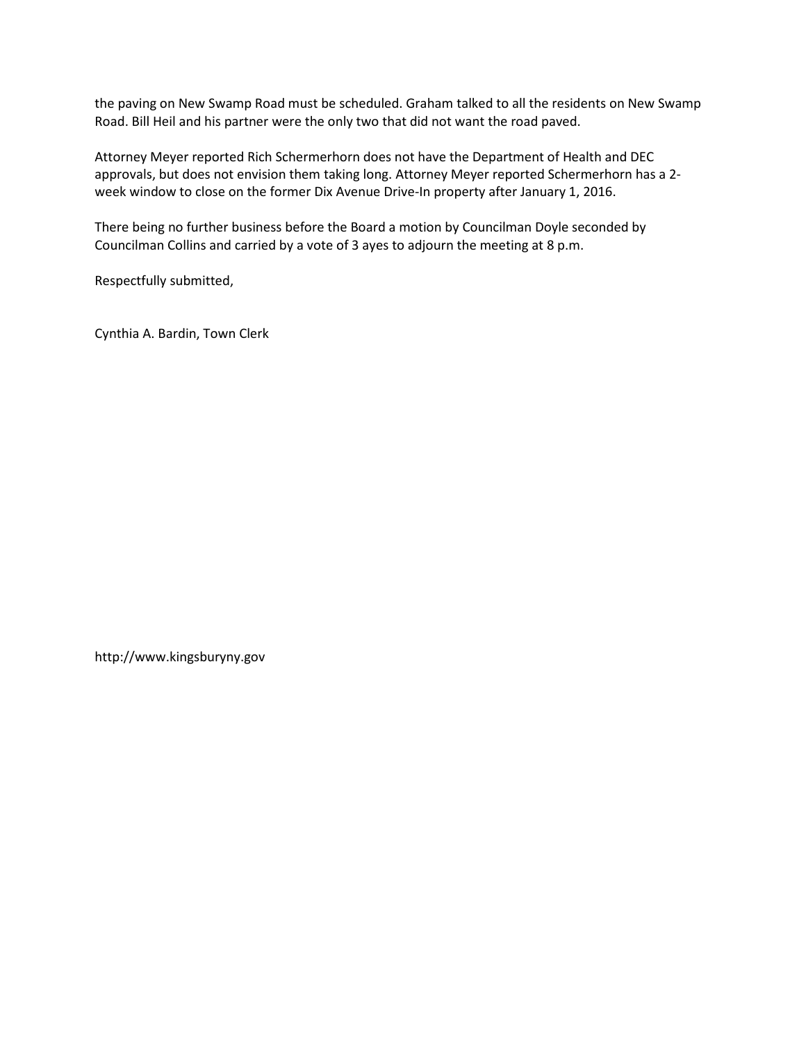the paving on New Swamp Road must be scheduled. Graham talked to all the residents on New Swamp Road. Bill Heil and his partner were the only two that did not want the road paved.

Attorney Meyer reported Rich Schermerhorn does not have the Department of Health and DEC approvals, but does not envision them taking long. Attorney Meyer reported Schermerhorn has a 2-week window to close on the former Dix Avenue Drive-In property after January 1, 2016.

There being no further business before the Board a motion by Councilman Doyle seconded by Councilman Collins and carried by a vote of 3 ayes to adjourn the meeting at 8 p.m.

Respectfully submitted,

Cynthia A. Bardin, Town Clerk

http://www.kingsburyny.gov